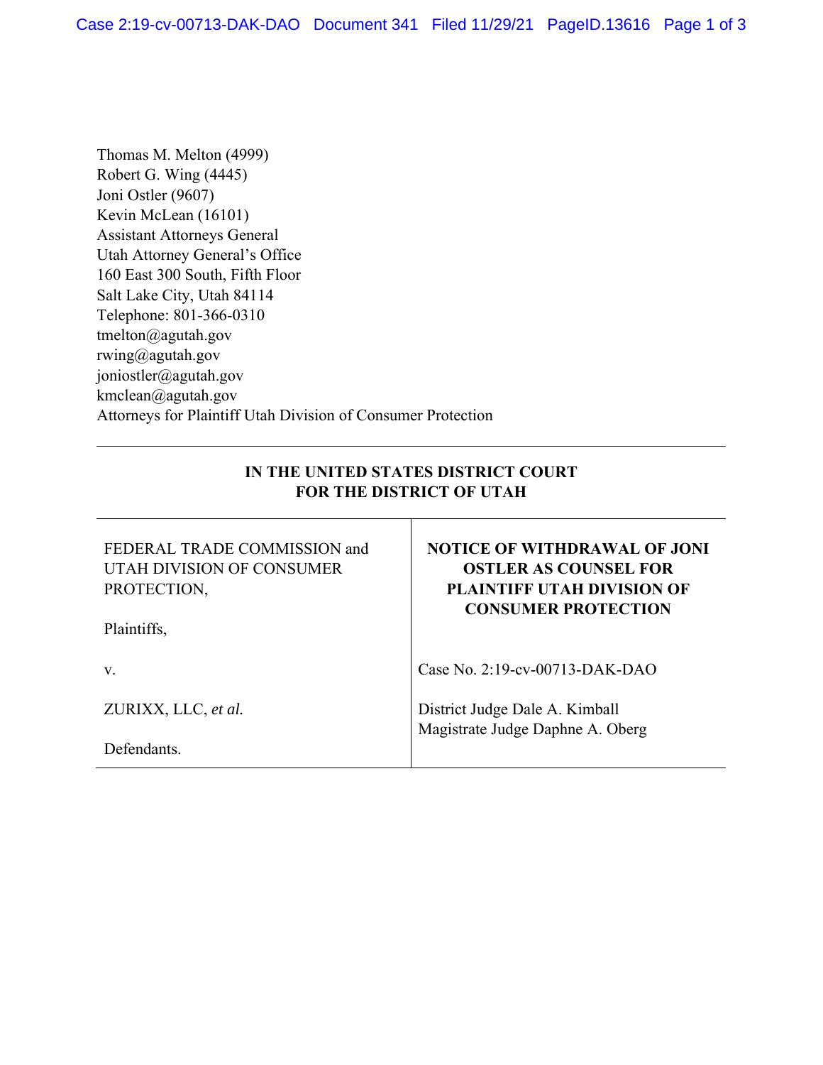Thomas M. Melton (4999)
Robert G. Wing (4445)
Joni Ostler (9607)
Kevin McLean (16101)
Assistant Attorneys General
Utah Attorney General's Office
160 East 300 South, Fifth Floor
Salt Lake City, Utah 84114
Telephone: 801-366-0310
tmelton@agutah.gov
rwing@agutah.gov
joniostler@agutah.gov
kmclean@agutah.gov
Attorneys for Plaintiff Utah Division of Consumer Protection

---

**IN THE UNITED STATES DISTRICT COURT**
**FOR THE DISTRICT OF UTAH**

| | |
|---|---|
| FEDERAL TRADE COMMISSION and UTAH DIVISION OF CONSUMER PROTECTION,<br><br>Plaintiffs,<br><br>v.<br><br>ZURIXX, LLC, *et al.*<br><br>Defendants. | **NOTICE OF WITHDRAWAL OF JONI OSTLER AS COUNSEL FOR PLAINTIFF UTAH DIVISION OF CONSUMER PROTECTION**<br><br>Case No. 2:19-cv-00713-DAK-DAO<br><br>District Judge Dale A. Kimball<br>Magistrate Judge Daphne A. Oberg |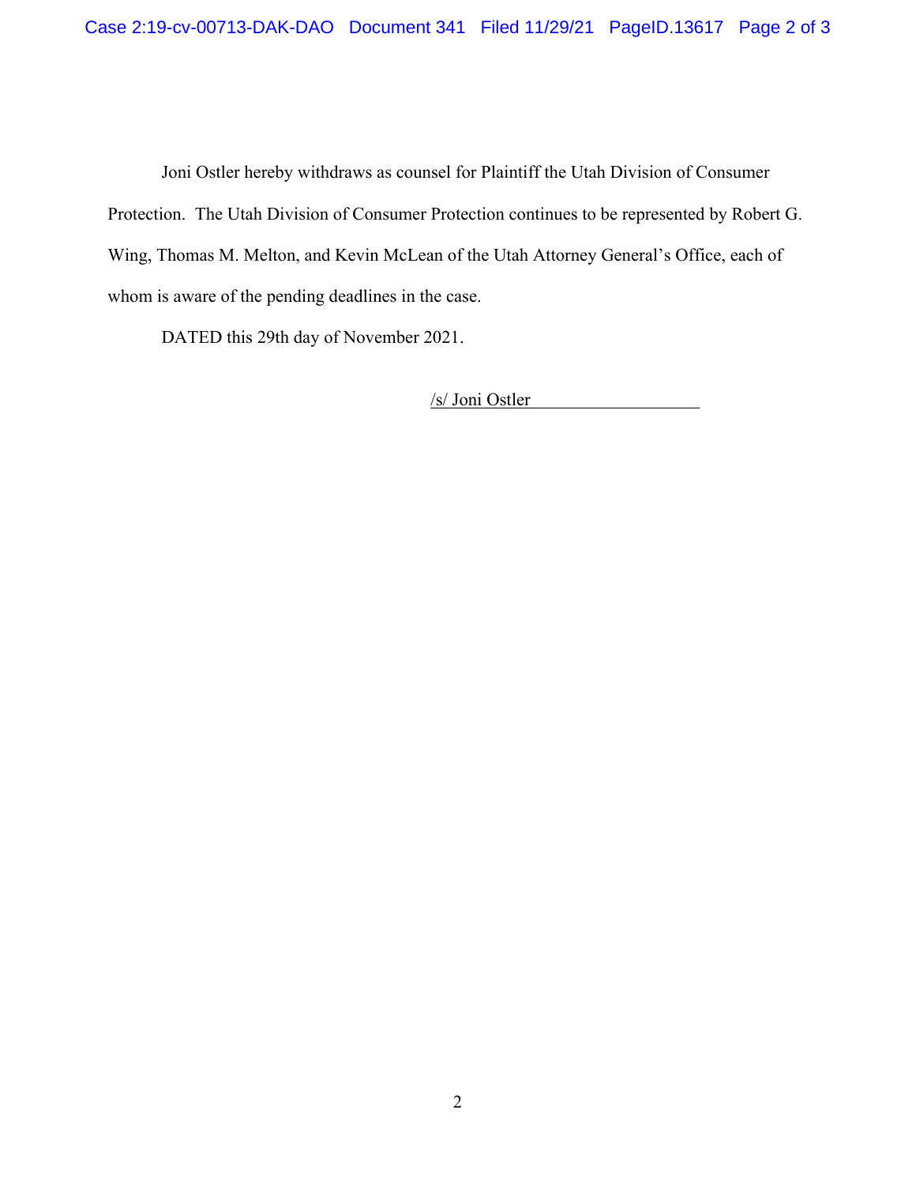Joni Ostler hereby withdraws as counsel for Plaintiff the Utah Division of Consumer Protection. The Utah Division of Consumer Protection continues to be represented by Robert G. Wing, Thomas M. Melton, and Kevin McLean of the Utah Attorney General's Office, each of whom is aware of the pending deadlines in the case.

DATED this 29th day of November 2021.

/s/ Joni Ostler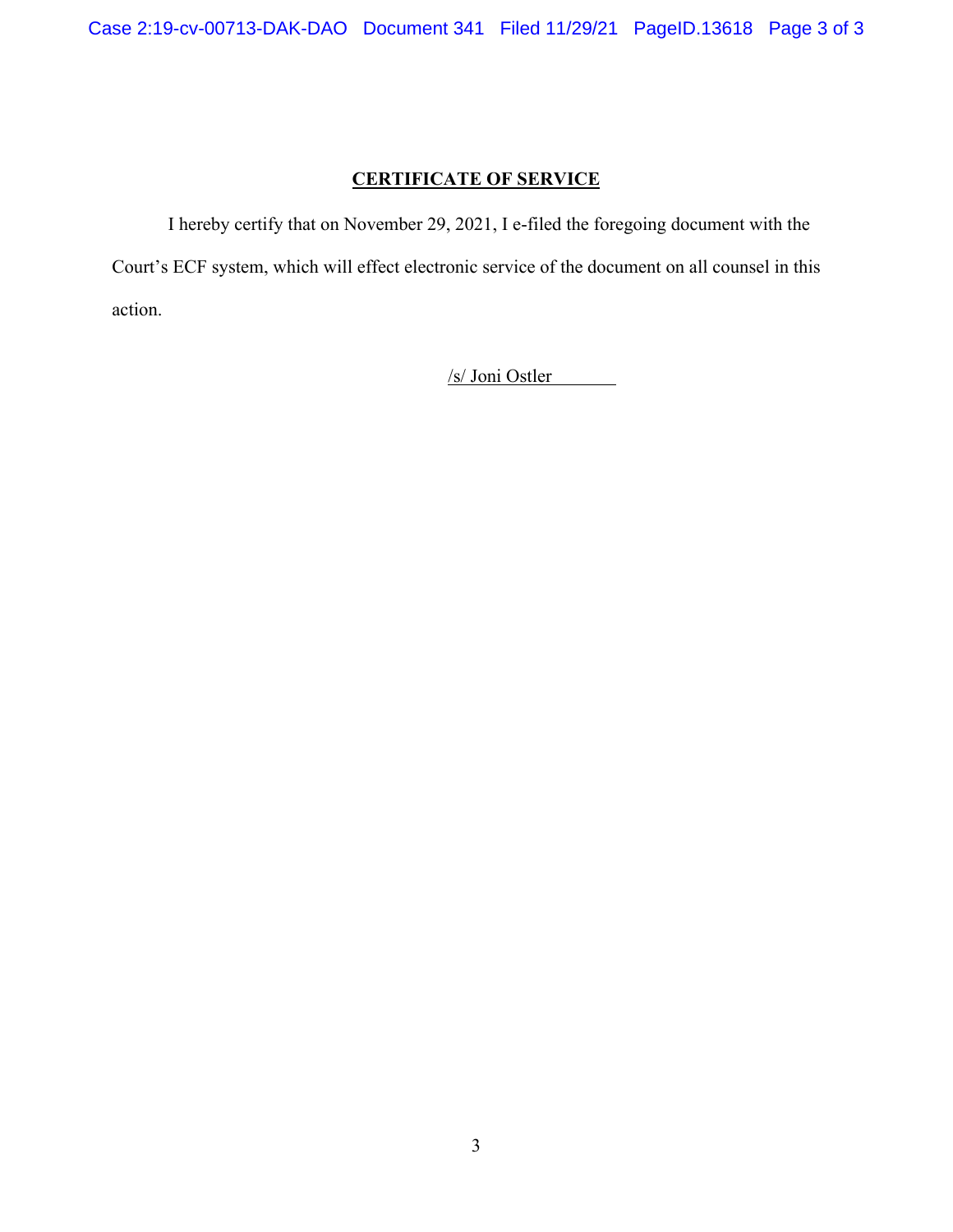## CERTIFICATE OF SERVICE

I hereby certify that on November 29, 2021, I e-filed the foregoing document with the Court's ECF system, which will effect electronic service of the document on all counsel in this action.

/s/ Joni Ostler